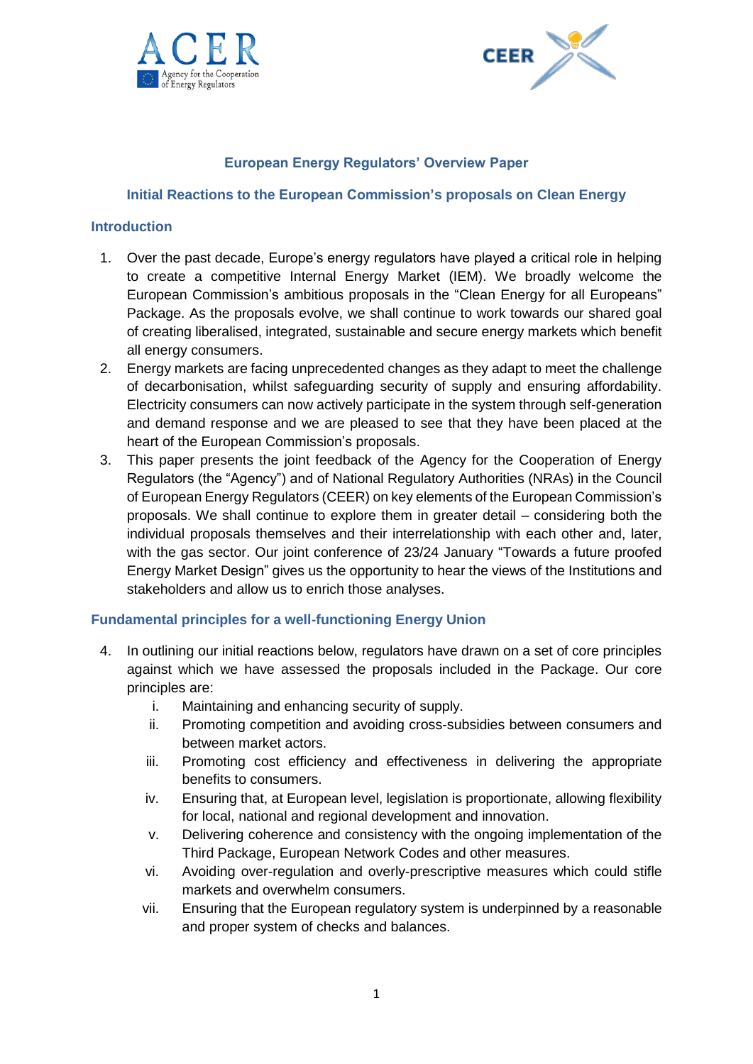# European Energy Regulators' Overview Paper

## Initial Reactions to the European Commission's proposals on Clean Energy

### Introduction

1. Over the past decade, Europe's energy regulators have played a critical role in helping to create a competitive Internal Energy Market (IEM). We broadly welcome the European Commission's ambitious proposals in the "Clean Energy for all Europeans" Package. As the proposals evolve, we shall continue to work towards our shared goal of creating liberalised, integrated, sustainable and secure energy markets which benefit all energy consumers.
2. Energy markets are facing unprecedented changes as they adapt to meet the challenge of decarbonisation, whilst safeguarding security of supply and ensuring affordability. Electricity consumers can now actively participate in the system through self-generation and demand response and we are pleased to see that they have been placed at the heart of the European Commission's proposals.
3. This paper presents the joint feedback of the Agency for the Cooperation of Energy Regulators (the "Agency") and of National Regulatory Authorities (NRAs) in the Council of European Energy Regulators (CEER) on key elements of the European Commission's proposals. We shall continue to explore them in greater detail – considering both the individual proposals themselves and their interrelationship with each other and, later, with the gas sector. Our joint conference of 23/24 January "Towards a future proofed Energy Market Design" gives us the opportunity to hear the views of the Institutions and stakeholders and allow us to enrich those analyses.

### Fundamental principles for a well-functioning Energy Union

4. In outlining our initial reactions below, regulators have drawn on a set of core principles against which we have assessed the proposals included in the Package. Our core principles are:
   i. Maintaining and enhancing security of supply.
   ii. Promoting competition and avoiding cross-subsidies between consumers and between market actors.
   iii. Promoting cost efficiency and effectiveness in delivering the appropriate benefits to consumers.
   iv. Ensuring that, at European level, legislation is proportionate, allowing flexibility for local, national and regional development and innovation.
   v. Delivering coherence and consistency with the ongoing implementation of the Third Package, European Network Codes and other measures.
   vi. Avoiding over-regulation and overly-prescriptive measures which could stifle markets and overwhelm consumers.
   vii. Ensuring that the European regulatory system is underpinned by a reasonable and proper system of checks and balances.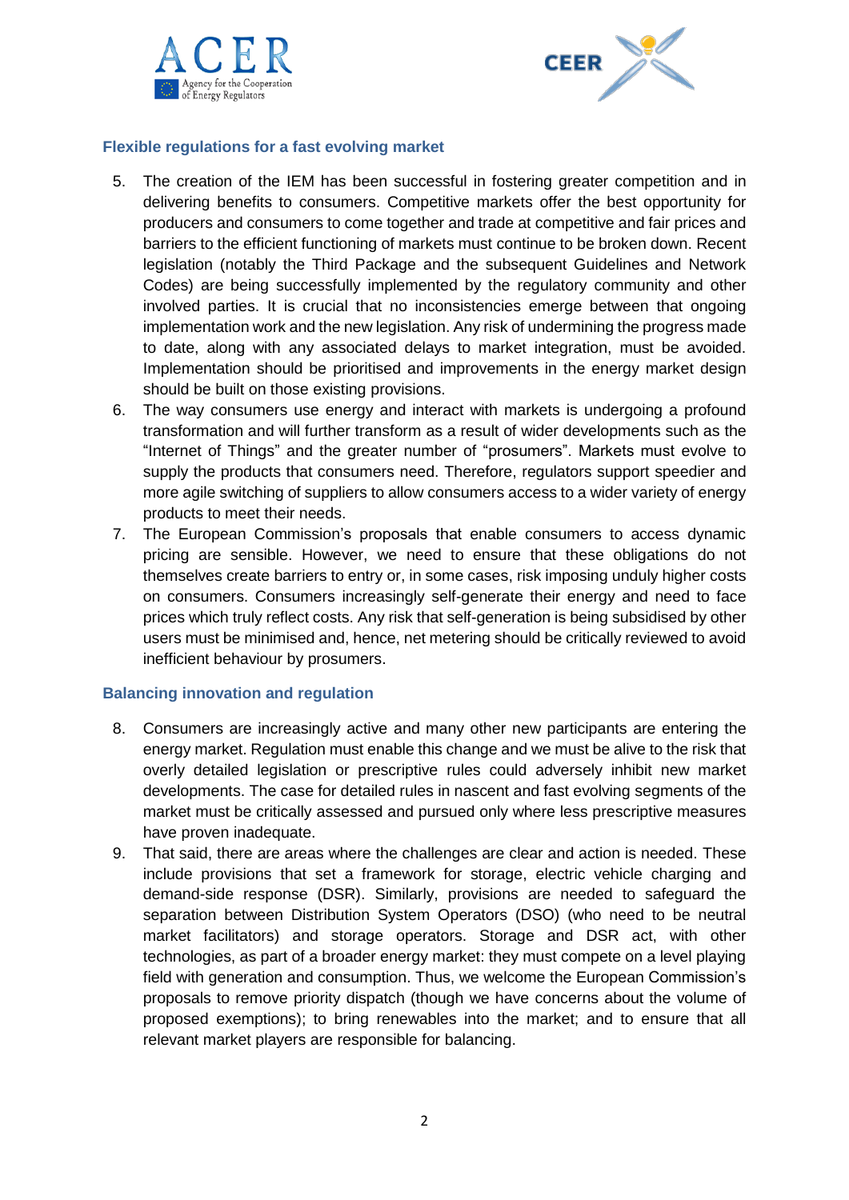## Flexible regulations for a fast evolving market

5. The creation of the IEM has been successful in fostering greater competition and in delivering benefits to consumers. Competitive markets offer the best opportunity for producers and consumers to come together and trade at competitive and fair prices and barriers to the efficient functioning of markets must continue to be broken down. Recent legislation (notably the Third Package and the subsequent Guidelines and Network Codes) are being successfully implemented by the regulatory community and other involved parties. It is crucial that no inconsistencies emerge between that ongoing implementation work and the new legislation. Any risk of undermining the progress made to date, along with any associated delays to market integration, must be avoided. Implementation should be prioritised and improvements in the energy market design should be built on those existing provisions.
6. The way consumers use energy and interact with markets is undergoing a profound transformation and will further transform as a result of wider developments such as the "Internet of Things" and the greater number of "prosumers". Markets must evolve to supply the products that consumers need. Therefore, regulators support speedier and more agile switching of suppliers to allow consumers access to a wider variety of energy products to meet their needs.
7. The European Commission's proposals that enable consumers to access dynamic pricing are sensible. However, we need to ensure that these obligations do not themselves create barriers to entry or, in some cases, risk imposing unduly higher costs on consumers. Consumers increasingly self-generate their energy and need to face prices which truly reflect costs. Any risk that self-generation is being subsidised by other users must be minimised and, hence, net metering should be critically reviewed to avoid inefficient behaviour by prosumers.

## Balancing innovation and regulation

8. Consumers are increasingly active and many other new participants are entering the energy market. Regulation must enable this change and we must be alive to the risk that overly detailed legislation or prescriptive rules could adversely inhibit new market developments. The case for detailed rules in nascent and fast evolving segments of the market must be critically assessed and pursued only where less prescriptive measures have proven inadequate.
9. That said, there are areas where the challenges are clear and action is needed. These include provisions that set a framework for storage, electric vehicle charging and demand-side response (DSR). Similarly, provisions are needed to safeguard the separation between Distribution System Operators (DSO) (who need to be neutral market facilitators) and storage operators. Storage and DSR act, with other technologies, as part of a broader energy market: they must compete on a level playing field with generation and consumption. Thus, we welcome the European Commission's proposals to remove priority dispatch (though we have concerns about the volume of proposed exemptions); to bring renewables into the market; and to ensure that all relevant market players are responsible for balancing.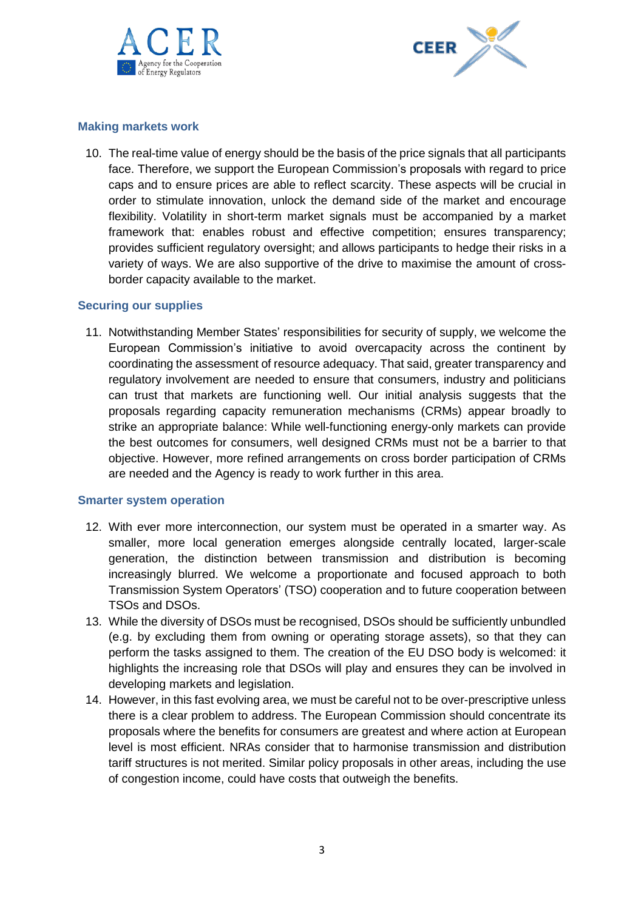### Making markets work

10. The real-time value of energy should be the basis of the price signals that all participants face. Therefore, we support the European Commission's proposals with regard to price caps and to ensure prices are able to reflect scarcity. These aspects will be crucial in order to stimulate innovation, unlock the demand side of the market and encourage flexibility. Volatility in short-term market signals must be accompanied by a market framework that: enables robust and effective competition; ensures transparency; provides sufficient regulatory oversight; and allows participants to hedge their risks in a variety of ways. We are also supportive of the drive to maximise the amount of cross-border capacity available to the market.

### Securing our supplies

11. Notwithstanding Member States' responsibilities for security of supply, we welcome the European Commission's initiative to avoid overcapacity across the continent by coordinating the assessment of resource adequacy. That said, greater transparency and regulatory involvement are needed to ensure that consumers, industry and politicians can trust that markets are functioning well. Our initial analysis suggests that the proposals regarding capacity remuneration mechanisms (CRMs) appear broadly to strike an appropriate balance: While well-functioning energy-only markets can provide the best outcomes for consumers, well designed CRMs must not be a barrier to that objective. However, more refined arrangements on cross border participation of CRMs are needed and the Agency is ready to work further in this area.

### Smarter system operation

12. With ever more interconnection, our system must be operated in a smarter way. As smaller, more local generation emerges alongside centrally located, larger-scale generation, the distinction between transmission and distribution is becoming increasingly blurred. We welcome a proportionate and focused approach to both Transmission System Operators' (TSO) cooperation and to future cooperation between TSOs and DSOs.
13. While the diversity of DSOs must be recognised, DSOs should be sufficiently unbundled (e.g. by excluding them from owning or operating storage assets), so that they can perform the tasks assigned to them. The creation of the EU DSO body is welcomed: it highlights the increasing role that DSOs will play and ensures they can be involved in developing markets and legislation.
14. However, in this fast evolving area, we must be careful not to be over-prescriptive unless there is a clear problem to address. The European Commission should concentrate its proposals where the benefits for consumers are greatest and where action at European level is most efficient. NRAs consider that to harmonise transmission and distribution tariff structures is not merited. Similar policy proposals in other areas, including the use of congestion income, could have costs that outweigh the benefits.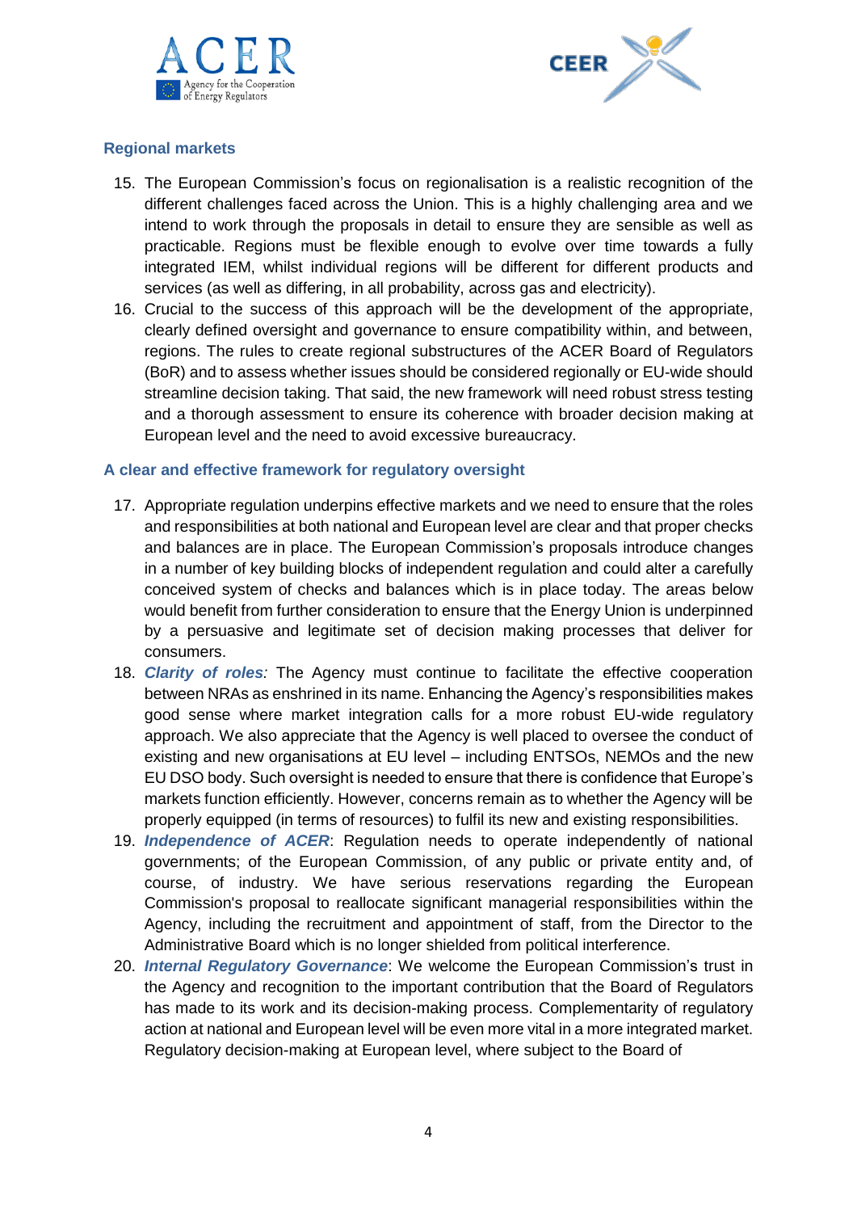## Regional markets

15. The European Commission's focus on regionalisation is a realistic recognition of the different challenges faced across the Union. This is a highly challenging area and we intend to work through the proposals in detail to ensure they are sensible as well as practicable. Regions must be flexible enough to evolve over time towards a fully integrated IEM, whilst individual regions will be different for different products and services (as well as differing, in all probability, across gas and electricity).
16. Crucial to the success of this approach will be the development of the appropriate, clearly defined oversight and governance to ensure compatibility within, and between, regions. The rules to create regional substructures of the ACER Board of Regulators (BoR) and to assess whether issues should be considered regionally or EU-wide should streamline decision taking. That said, the new framework will need robust stress testing and a thorough assessment to ensure its coherence with broader decision making at European level and the need to avoid excessive bureaucracy.

## A clear and effective framework for regulatory oversight

17. Appropriate regulation underpins effective markets and we need to ensure that the roles and responsibilities at both national and European level are clear and that proper checks and balances are in place. The European Commission's proposals introduce changes in a number of key building blocks of independent regulation and could alter a carefully conceived system of checks and balances which is in place today. The areas below would benefit from further consideration to ensure that the Energy Union is underpinned by a persuasive and legitimate set of decision making processes that deliver for consumers.
18. ***Clarity of roles****:* The Agency must continue to facilitate the effective cooperation between NRAs as enshrined in its name. Enhancing the Agency's responsibilities makes good sense where market integration calls for a more robust EU-wide regulatory approach. We also appreciate that the Agency is well placed to oversee the conduct of existing and new organisations at EU level – including ENTSOs, NEMOs and the new EU DSO body. Such oversight is needed to ensure that there is confidence that Europe's markets function efficiently. However, concerns remain as to whether the Agency will be properly equipped (in terms of resources) to fulfil its new and existing responsibilities.
19. ***Independence of ACER***: Regulation needs to operate independently of national governments; of the European Commission, of any public or private entity and, of course, of industry. We have serious reservations regarding the European Commission's proposal to reallocate significant managerial responsibilities within the Agency, including the recruitment and appointment of staff, from the Director to the Administrative Board which is no longer shielded from political interference.
20. ***Internal Regulatory Governance***: We welcome the European Commission's trust in the Agency and recognition to the important contribution that the Board of Regulators has made to its work and its decision-making process. Complementarity of regulatory action at national and European level will be even more vital in a more integrated market. Regulatory decision-making at European level, where subject to the Board of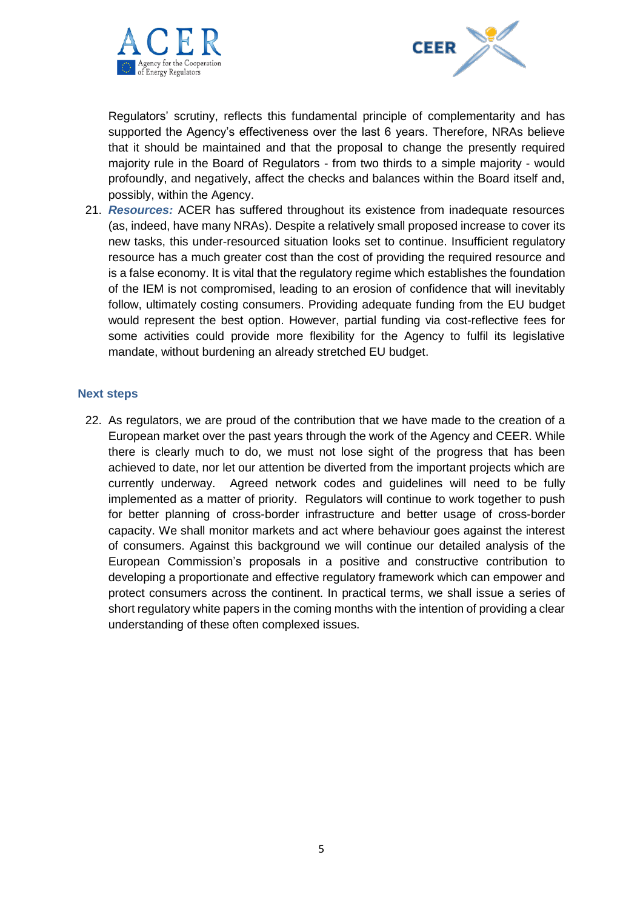Regulators' scrutiny, reflects this fundamental principle of complementarity and has supported the Agency's effectiveness over the last 6 years. Therefore, NRAs believe that it should be maintained and that the proposal to change the presently required majority rule in the Board of Regulators - from two thirds to a simple majority - would profoundly, and negatively, affect the checks and balances within the Board itself and, possibly, within the Agency.

21. ***Resources:*** ACER has suffered throughout its existence from inadequate resources (as, indeed, have many NRAs). Despite a relatively small proposed increase to cover its new tasks, this under-resourced situation looks set to continue. Insufficient regulatory resource has a much greater cost than the cost of providing the required resource and is a false economy. It is vital that the regulatory regime which establishes the foundation of the IEM is not compromised, leading to an erosion of confidence that will inevitably follow, ultimately costing consumers. Providing adequate funding from the EU budget would represent the best option. However, partial funding via cost-reflective fees for some activities could provide more flexibility for the Agency to fulfil its legislative mandate, without burdening an already stretched EU budget.

## Next steps

22. As regulators, we are proud of the contribution that we have made to the creation of a European market over the past years through the work of the Agency and CEER. While there is clearly much to do, we must not lose sight of the progress that has been achieved to date, nor let our attention be diverted from the important projects which are currently underway. Agreed network codes and guidelines will need to be fully implemented as a matter of priority. Regulators will continue to work together to push for better planning of cross-border infrastructure and better usage of cross-border capacity. We shall monitor markets and act where behaviour goes against the interest of consumers. Against this background we will continue our detailed analysis of the European Commission's proposals in a positive and constructive contribution to developing a proportionate and effective regulatory framework which can empower and protect consumers across the continent. In practical terms, we shall issue a series of short regulatory white papers in the coming months with the intention of providing a clear understanding of these often complexed issues.